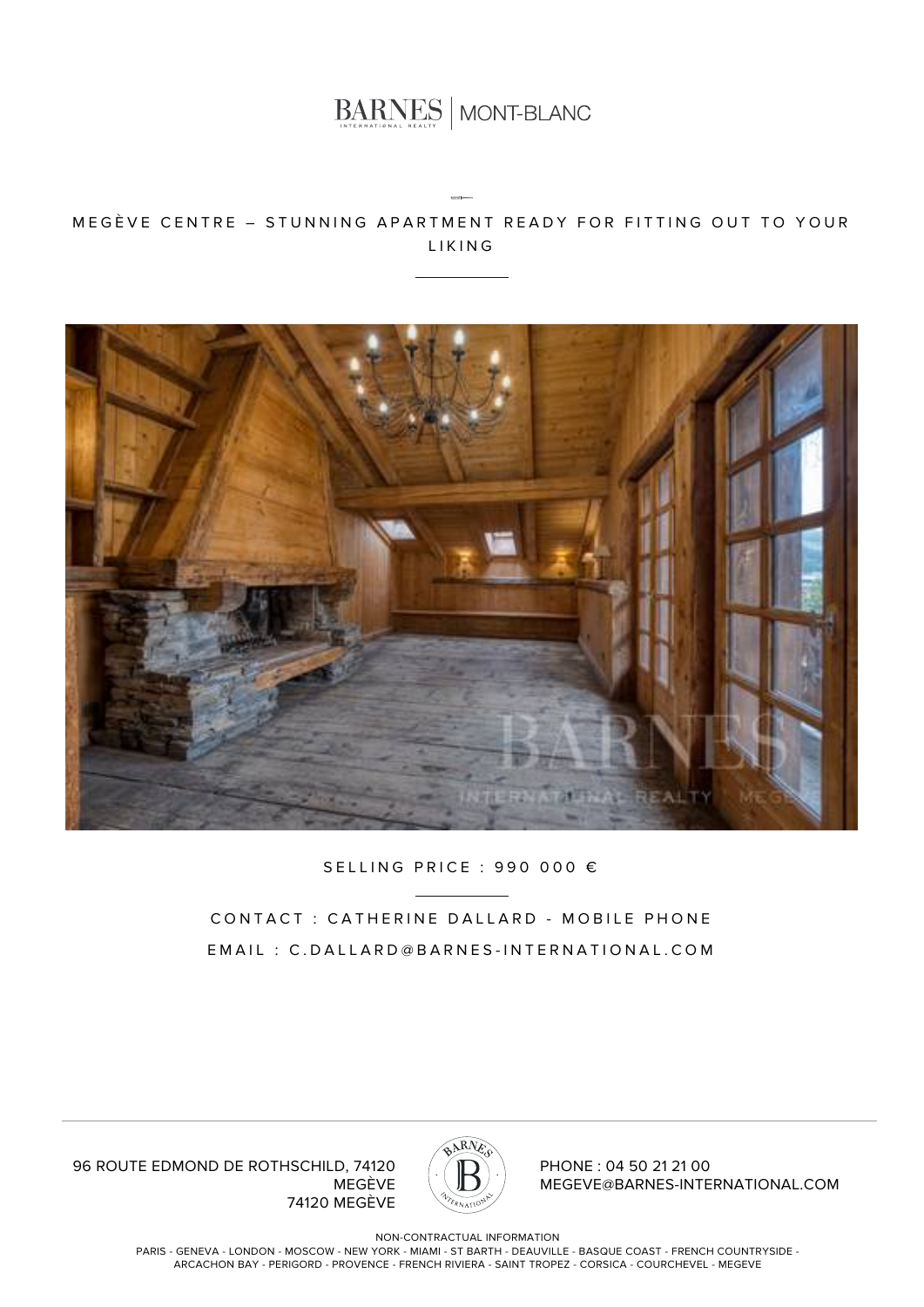BARNES | MONT-BLANC

# MEGÈVE CENTRE – STUNNING APARTMENT READY FOR FITTING OUT TO YOUR LIKING

SELLING PRICE : 990 000 €

CONTACT : CATHERINE DALLARD - MOBILE PHONE

EMAIL : C.DALLARD@BARNES-INTERNATIONAL.COM

96 ROUTE EDMOND DE ROTHSCHILD, 74120 MEGÈVE
74120 MEGÈVE

PHONE : 04 50 21 21 00
MEGEVE@BARNES-INTERNATIONAL.COM

NON-CONTRACTUAL INFORMATION

PARIS - GENEVA - LONDON - MOSCOW - NEW YORK - MIAMI - ST BARTH - DEAUVILLE - BASQUE COAST - FRENCH COUNTRYSIDE - ARCACHON BAY - PERIGORD - PROVENCE - FRENCH RIVIERA - SAINT TROPEZ - CORSICA - COURCHEVEL - MEGEVE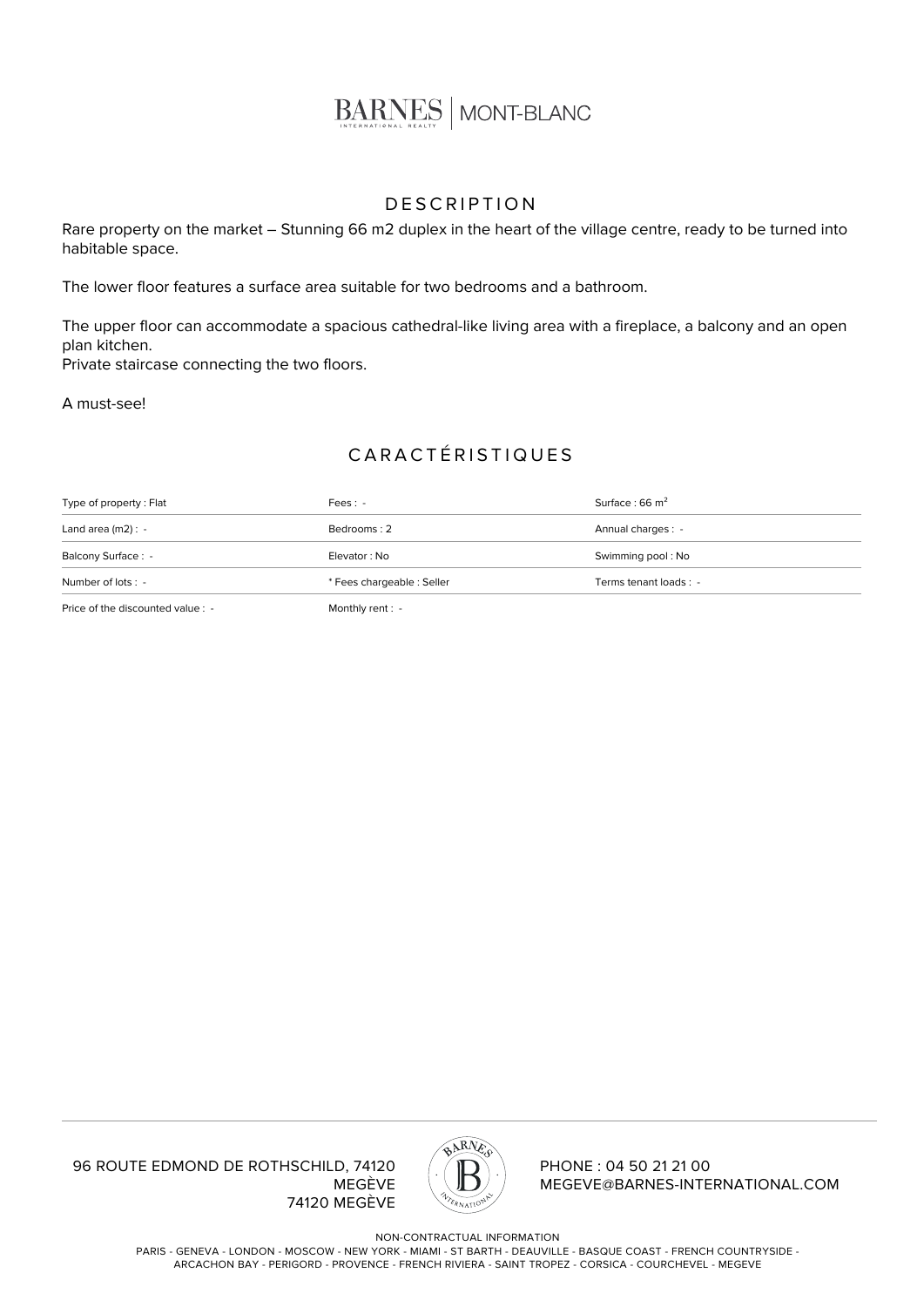## DESCRIPTION

Rare property on the market – Stunning 66 m2 duplex in the heart of the village centre, ready to be turned into habitable space.

The lower floor features a surface area suitable for two bedrooms and a bathroom.

The upper floor can accommodate a spacious cathedral-like living area with a fireplace, a balcony and an open plan kitchen.
Private staircase connecting the two floors.

A must-see!

## CARACTÉRISTIQUES

| | | |
|---|---|---|
| Type of property : Flat | Fees : - | Surface : 66 m² |
| Land area (m2) : - | Bedrooms : 2 | Annual charges : - |
| Balcony Surface : - | Elevator : No | Swimming pool : No |
| Number of lots : - | * Fees chargeable : Seller | Terms tenant loads : - |
| Price of the discounted value : - | Monthly rent : - | |

96 ROUTE EDMOND DE ROTHSCHILD, 74120 MEGÈVE
74120 MEGÈVE

PHONE : 04 50 21 21 00
MEGEVE@BARNES-INTERNATIONAL.COM

NON-CONTRACTUAL INFORMATION

PARIS - GENEVA - LONDON - MOSCOW - NEW YORK - MIAMI - ST BARTH - DEAUVILLE - BASQUE COAST - FRENCH COUNTRYSIDE - ARCACHON BAY - PERIGORD - PROVENCE - FRENCH RIVIERA - SAINT TROPEZ - CORSICA - COURCHEVEL - MEGEVE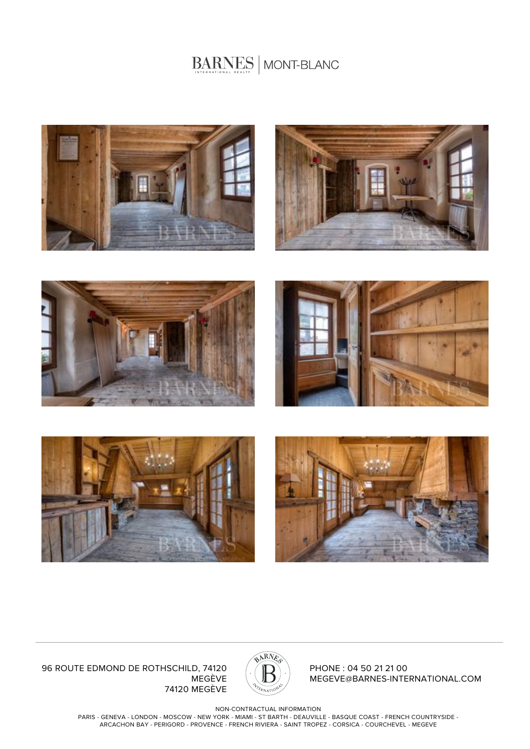BARNES | MONT-BLANC

96 ROUTE EDMOND DE ROTHSCHILD, 74120 MEGÈVE
74120 MEGÈVE

PHONE : 04 50 21 21 00
MEGEVE@BARNES-INTERNATIONAL.COM

NON-CONTRACTUAL INFORMATION

PARIS - GENEVA - LONDON - MOSCOW - NEW YORK - MIAMI - ST BARTH - DEAUVILLE - BASQUE COAST - FRENCH COUNTRYSIDE - ARCACHON BAY - PERIGORD - PROVENCE - FRENCH RIVIERA - SAINT TROPEZ - CORSICA - COURCHEVEL - MEGEVE